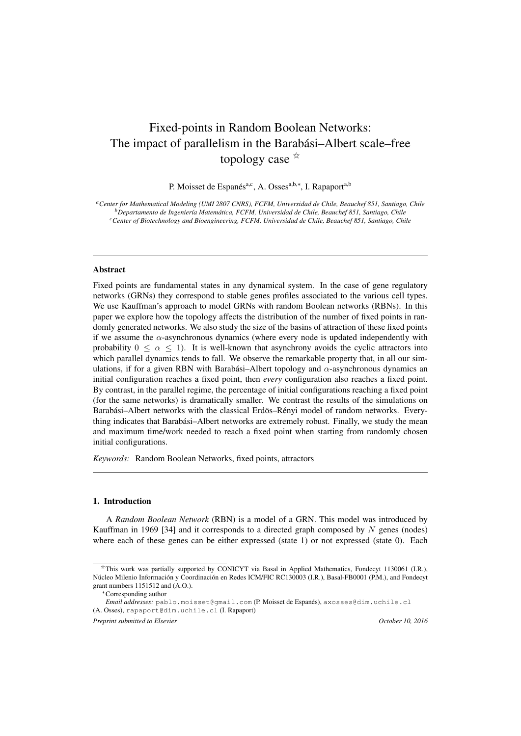# Fixed-points in Random Boolean Networks: The impact of parallelism in the Barabási–Albert scale–free topology case ☆

P. Moisset de Espanés[a,c], A. Osses[a,b,*], I. Rapaport[a,b]

[a]*Center for Mathematical Modeling (UMI 2807 CNRS), FCFM, Universidad de Chile, Beauchef 851, Santiago, Chile*
[b]*Departamento de Ingeniería Matemática, FCFM, Universidad de Chile, Beauchef 851, Santiago, Chile*
[c]*Center of Biotechnology and Bioengineering, FCFM, Universidad de Chile, Beauchef 851, Santiago, Chile*

---

## Abstract

Fixed points are fundamental states in any dynamical system. In the case of gene regulatory networks (GRNs) they correspond to stable genes profiles associated to the various cell types. We use Kauffman's approach to model GRNs with random Boolean networks (RBNs). In this paper we explore how the topology affects the distribution of the number of fixed points in randomly generated networks. We also study the size of the basins of attraction of these fixed points if we assume the $\alpha$-asynchronous dynamics (where every node is updated independently with probability $0 \leq \alpha \leq 1$). It is well-known that asynchrony avoids the cyclic attractors into which parallel dynamics tends to fall. We observe the remarkable property that, in all our simulations, if for a given RBN with Barabási–Albert topology and $\alpha$-asynchronous dynamics an initial configuration reaches a fixed point, then *every* configuration also reaches a fixed point. By contrast, in the parallel regime, the percentage of initial configurations reaching a fixed point (for the same networks) is dramatically smaller. We contrast the results of the simulations on Barabási–Albert networks with the classical Erdös–Rényi model of random networks. Everything indicates that Barabási–Albert networks are extremely robust. Finally, we study the mean and maximum time/work needed to reach a fixed point when starting from randomly chosen initial configurations.

*Keywords:* Random Boolean Networks, fixed points, attractors

---

## 1. Introduction

A *Random Boolean Network* (RBN) is a model of a GRN. This model was introduced by Kauffman in 1969 [34] and it corresponds to a directed graph composed by $N$ genes (nodes) where each of these genes can be either expressed (state 1) or not expressed (state 0). Each

---

☆This work was partially supported by CONICYT via Basal in Applied Mathematics, Fondecyt 1130061 (I.R.), Núcleo Milenio Información y Coordinación en Redes ICM/FIC RC130003 (I.R.), Basal-FB0001 (P.M.), and Fondecyt grant numbers 1151512 and (A.O.).

*Corresponding author

*Email addresses:* pablo.moisset@gmail.com (P. Moisset de Espanés), axosses@dim.uchile.cl (A. Osses), rapaport@dim.uchile.cl (I. Rapaport)

*Preprint submitted to Elsevier* — *October 10, 2016*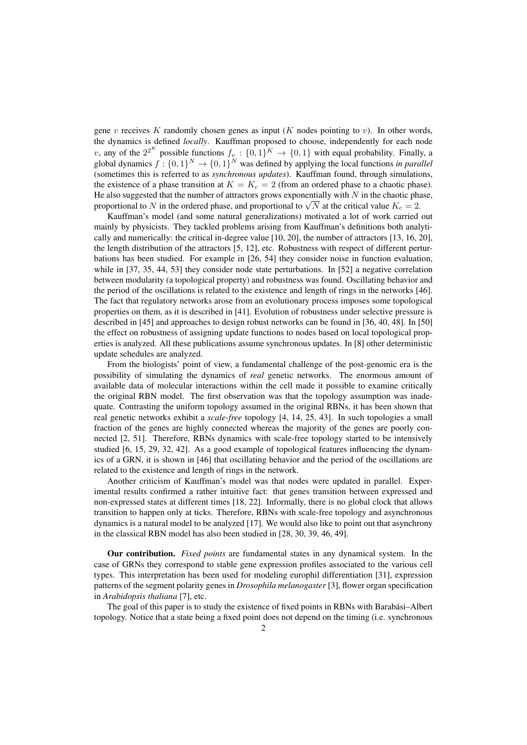gene $v$ receives $K$ randomly chosen genes as input ($K$ nodes pointing to $v$). In other words, the dynamics is defined *locally*. Kauffman proposed to choose, independently for each node $v$, any of the $2^{2^K}$ possible functions $f_v : \{0,1\}^K \to \{0,1\}$ with equal probability. Finally, a global dynamics $f : \{0,1\}^N \to \{0,1\}^N$ was defined by applying the local functions *in parallel* (sometimes this is referred to as *synchronous updates*). Kauffman found, through simulations, the existence of a phase transition at $K = K_c = 2$ (from an ordered phase to a chaotic phase). He also suggested that the number of attractors grows exponentially with $N$ in the chaotic phase, proportional to $N$ in the ordered phase, and proportional to $\sqrt{N}$ at the critical value $K_c = 2$.

Kauffman's model (and some natural generalizations) motivated a lot of work carried out mainly by physicists. They tackled problems arising from Kauffman's definitions both analytically and numerically: the critical in-degree value [10, 20], the number of attractors [13, 16, 20], the length distribution of the attractors [5, 12], etc. Robustness with respect of different perturbations has been studied. For example in [26, 54] they consider noise in function evaluation, while in [37, 35, 44, 53] they consider node state perturbations. In [52] a negative correlation between modularity (a topological property) and robustness was found. Oscillating behavior and the period of the oscillations is related to the existence and length of rings in the networks [46]. The fact that regulatory networks arose from an evolutionary process imposes some topological properties on them, as it is described in [41]. Evolution of robustness under selective pressure is described in [45] and approaches to design robust networks can be found in [36, 40, 48]. In [50] the effect on robustness of assigning update functions to nodes based on local topological properties is analyzed. All these publications assume synchronous updates. In [8] other deterministic update schedules are analyzed.

From the biologists' point of view, a fundamental challenge of the post-genomic era is the possibility of simulating the dynamics of *real* genetic networks. The enormous amount of available data of molecular interactions within the cell made it possible to examine critically the original RBN model. The first observation was that the topology assumption was inadequate. Contrasting the uniform topology assumed in the original RBNs, it has been shown that real genetic networks exhibit a *scale-free* topology [4, 14, 25, 43]. In such topologies a small fraction of the genes are highly connected whereas the majority of the genes are poorly connected [2, 51]. Therefore, RBNs dynamics with scale-free topology started to be intensively studied [6, 15, 29, 32, 42]. As a good example of topological features influencing the dynamics of a GRN, it is shown in [46] that oscillating behavior and the period of the oscillations are related to the existence and length of rings in the network.

Another criticism of Kauffman's model was that nodes were updated in parallel. Experimental results confirmed a rather intuitive fact: that genes transition between expressed and non-expressed states at different times [18, 22]. Informally, there is no global clock that allows transition to happen only at ticks. Therefore, RBNs with scale-free topology and asynchronous dynamics is a natural model to be analyzed [17]. We would also like to point out that asynchrony in the classical RBN model has also been studied in [28, 30, 39, 46, 49].

**Our contribution.** *Fixed points* are fundamental states in any dynamical system. In the case of GRNs they correspond to stable gene expression profiles associated to the various cell types. This interpretation has been used for modeling europhil differentiation [31], expression patterns of the segment polarity genes in *Drosophila melanogaster* [3], flower organ specification in *Arabidopsis thaliana* [7], etc.

The goal of this paper is to study the existence of fixed points in RBNs with Barabási–Albert topology. Notice that a state being a fixed point does not depend on the timing (i.e. synchronous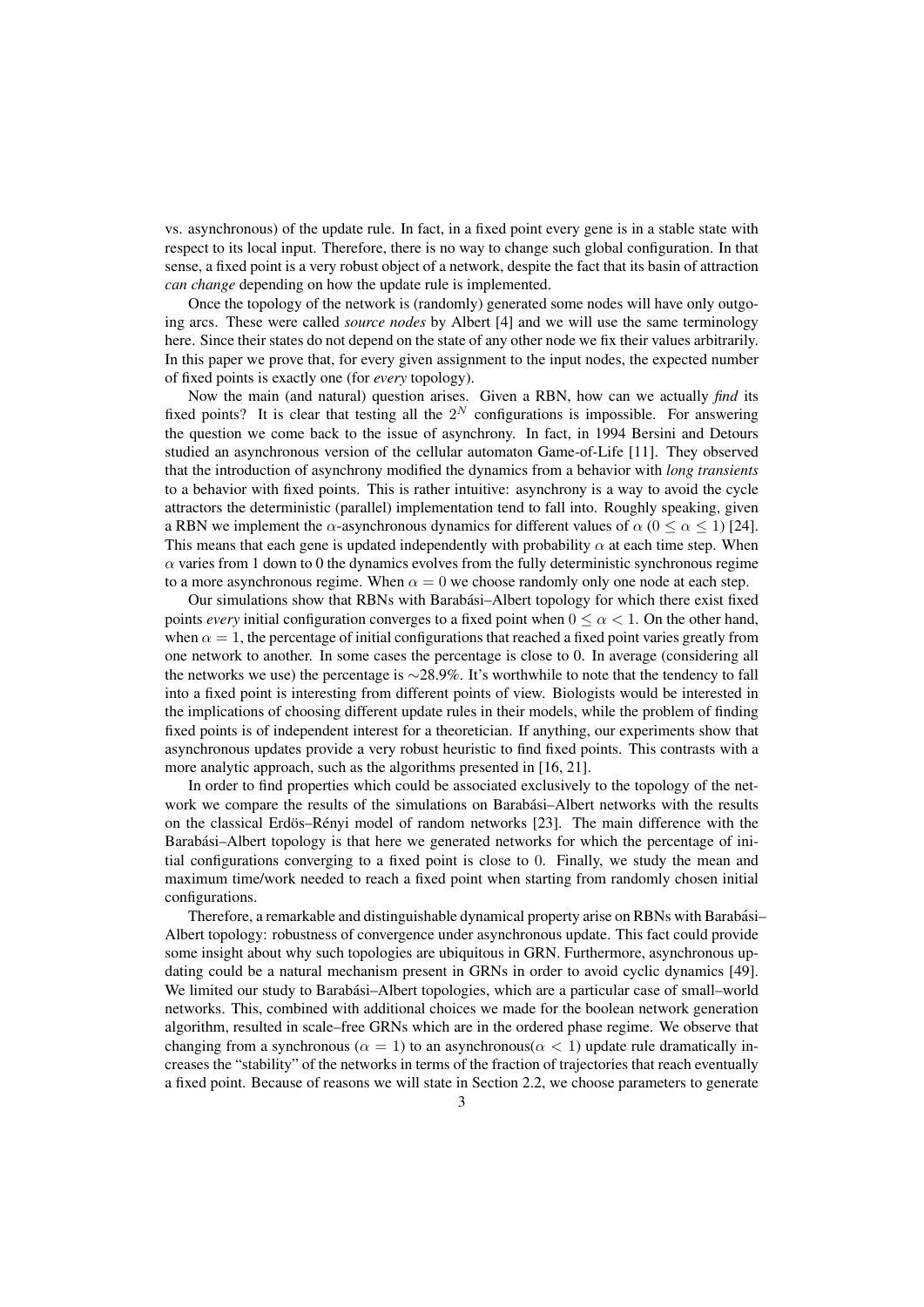vs. asynchronous) of the update rule. In fact, in a fixed point every gene is in a stable state with respect to its local input. Therefore, there is no way to change such global configuration. In that sense, a fixed point is a very robust object of a network, despite the fact that its basin of attraction *can change* depending on how the update rule is implemented.

Once the topology of the network is (randomly) generated some nodes will have only outgoing arcs. These were called *source nodes* by Albert [4] and we will use the same terminology here. Since their states do not depend on the state of any other node we fix their values arbitrarily. In this paper we prove that, for every given assignment to the input nodes, the expected number of fixed points is exactly one (for *every* topology).

Now the main (and natural) question arises. Given a RBN, how can we actually *find* its fixed points? It is clear that testing all the $2^N$ configurations is impossible. For answering the question we come back to the issue of asynchrony. In fact, in 1994 Bersini and Detours studied an asynchronous version of the cellular automaton Game-of-Life [11]. They observed that the introduction of asynchrony modified the dynamics from a behavior with *long transients* to a behavior with fixed points. This is rather intuitive: asynchrony is a way to avoid the cycle attractors the deterministic (parallel) implementation tend to fall into. Roughly speaking, given a RBN we implement the $\alpha$-asynchronous dynamics for different values of $\alpha$ ($0 \leq \alpha \leq 1$) [24]. This means that each gene is updated independently with probability $\alpha$ at each time step. When $\alpha$ varies from 1 down to 0 the dynamics evolves from the fully deterministic synchronous regime to a more asynchronous regime. When $\alpha = 0$ we choose randomly only one node at each step.

Our simulations show that RBNs with Barabási–Albert topology for which there exist fixed points *every* initial configuration converges to a fixed point when $0 \leq \alpha < 1$. On the other hand, when $\alpha = 1$, the percentage of initial configurations that reached a fixed point varies greatly from one network to another. In some cases the percentage is close to 0. In average (considering all the networks we use) the percentage is $\sim$28.9%. It's worthwhile to note that the tendency to fall into a fixed point is interesting from different points of view. Biologists would be interested in the implications of choosing different update rules in their models, while the problem of finding fixed points is of independent interest for a theoretician. If anything, our experiments show that asynchronous updates provide a very robust heuristic to find fixed points. This contrasts with a more analytic approach, such as the algorithms presented in [16, 21].

In order to find properties which could be associated exclusively to the topology of the network we compare the results of the simulations on Barabási–Albert networks with the results on the classical Erdös–Rényi model of random networks [23]. The main difference with the Barabási–Albert topology is that here we generated networks for which the percentage of initial configurations converging to a fixed point is close to 0. Finally, we study the mean and maximum time/work needed to reach a fixed point when starting from randomly chosen initial configurations.

Therefore, a remarkable and distinguishable dynamical property arise on RBNs with Barabási–Albert topology: robustness of convergence under asynchronous update. This fact could provide some insight about why such topologies are ubiquitous in GRN. Furthermore, asynchronous updating could be a natural mechanism present in GRNs in order to avoid cyclic dynamics [49]. We limited our study to Barabási–Albert topologies, which are a particular case of small–world networks. This, combined with additional choices we made for the boolean network generation algorithm, resulted in scale–free GRNs which are in the ordered phase regime. We observe that changing from a synchronous ($\alpha = 1$) to an asynchronous($\alpha < 1$) update rule dramatically increases the "stability" of the networks in terms of the fraction of trajectories that reach eventually a fixed point. Because of reasons we will state in Section 2.2, we choose parameters to generate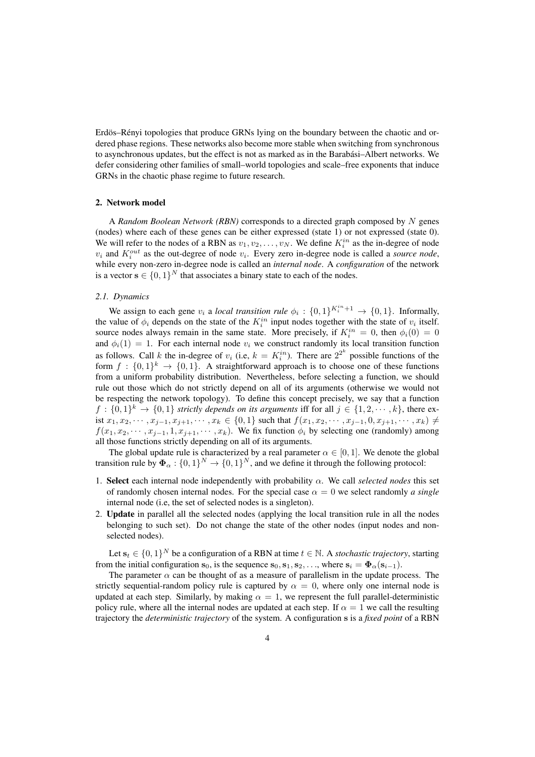Erdös–Rényi topologies that produce GRNs lying on the boundary between the chaotic and ordered phase regions. These networks also become more stable when switching from synchronous to asynchronous updates, but the effect is not as marked as in the Barabási–Albert networks. We defer considering other families of small–world topologies and scale–free exponents that induce GRNs in the chaotic phase regime to future research.

## 2. Network model

A *Random Boolean Network (RBN)* corresponds to a directed graph composed by $N$ genes (nodes) where each of these genes can be either expressed (state 1) or not expressed (state 0). We will refer to the nodes of a RBN as $v_1, v_2, \ldots, v_N$. We define $K_i^{in}$ as the in-degree of node $v_i$ and $K_i^{out}$ as the out-degree of node $v_i$. Every zero in-degree node is called a *source node*, while every non-zero in-degree node is called an *internal node*. A *configuration* of the network is a vector $\mathbf{s} \in \{0,1\}^N$ that associates a binary state to each of the nodes.

### 2.1. Dynamics

We assign to each gene $v_i$ a *local transition rule* $\phi_i : \{0,1\}^{K_i^{in}+1} \to \{0,1\}$. Informally, the value of $\phi_i$ depends on the state of the $K_i^{in}$ input nodes together with the state of $v_i$ itself. source nodes always remain in the same state. More precisely, if $K_i^{in} = 0$, then $\phi_i(0) = 0$ and $\phi_i(1) = 1$. For each internal node $v_i$ we construct randomly its local transition function as follows. Call $k$ the in-degree of $v_i$ (i.e, $k = K_i^{in}$). There are $2^{2^k}$ possible functions of the form $f : \{0,1\}^k \to \{0,1\}$. A straightforward approach is to choose one of these functions from a uniform probability distribution. Nevertheless, before selecting a function, we should rule out those which do not strictly depend on all of its arguments (otherwise we would not be respecting the network topology). To define this concept precisely, we say that a function $f : \{0,1\}^k \to \{0,1\}$ *strictly depends on its arguments* iff for all $j \in \{1, 2, \cdots, k\}$, there exist $x_1, x_2, \cdots, x_{j-1}, x_{j+1}, \cdots, x_k \in \{0,1\}$ such that $f(x_1, x_2, \cdots, x_{j-1}, 0, x_{j+1}, \cdots, x_k) \neq f(x_1, x_2, \cdots, x_{j-1}, 1, x_{j+1}, \cdots, x_k)$. We fix function $\phi_i$ by selecting one (randomly) among all those functions strictly depending on all of its arguments.

The global update rule is characterized by a real parameter $\alpha \in [0,1]$. We denote the global transition rule by $\mathbf{\Phi}_\alpha : \{0,1\}^N \to \{0,1\}^N$, and we define it through the following protocol:

1. **Select** each internal node independently with probability $\alpha$. We call *selected nodes* this set of randomly chosen internal nodes. For the special case $\alpha = 0$ we select randomly *a single* internal node (i.e, the set of selected nodes is a singleton).
2. **Update** in parallel all the selected nodes (applying the local transition rule in all the nodes belonging to such set). Do not change the state of the other nodes (input nodes and non-selected nodes).

Let $\mathbf{s}_t \in \{0,1\}^N$ be a configuration of a RBN at time $t \in \mathbb{N}$. A *stochastic trajectory*, starting from the initial configuration $\mathbf{s}_0$, is the sequence $\mathbf{s}_0, \mathbf{s}_1, \mathbf{s}_2, \ldots$, where $\mathbf{s}_i = \mathbf{\Phi}_\alpha(\mathbf{s}_{i-1})$.

The parameter $\alpha$ can be thought of as a measure of parallelism in the update process. The strictly sequential-random policy rule is captured by $\alpha = 0$, where only one internal node is updated at each step. Similarly, by making $\alpha = 1$, we represent the full parallel-deterministic policy rule, where all the internal nodes are updated at each step. If $\alpha = 1$ we call the resulting trajectory the *deterministic trajectory* of the system. A configuration $\mathbf{s}$ is a *fixed point* of a RBN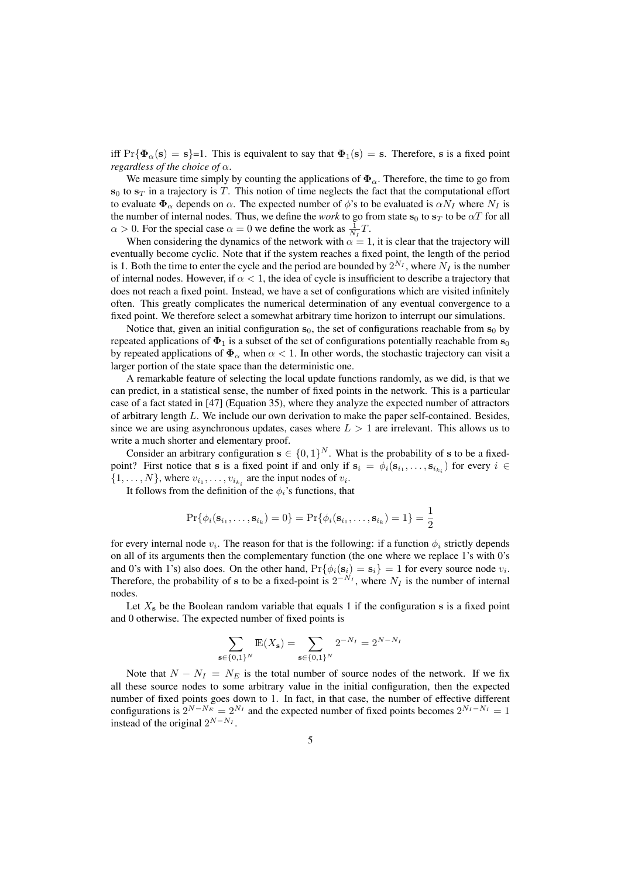iff $\Pr\{\mathbf{\Phi}_\alpha(\mathbf{s}) = \mathbf{s}\}$=1. This is equivalent to say that $\mathbf{\Phi}_1(\mathbf{s}) = \mathbf{s}$. Therefore, $\mathbf{s}$ is a fixed point *regardless of the choice of* $\alpha$.

We measure time simply by counting the applications of $\mathbf{\Phi}_\alpha$. Therefore, the time to go from $\mathbf{s}_0$ to $\mathbf{s}_T$ in a trajectory is $T$. This notion of time neglects the fact that the computational effort to evaluate $\mathbf{\Phi}_\alpha$ depends on $\alpha$. The expected number of $\phi$'s to be evaluated is $\alpha N_I$ where $N_I$ is the number of internal nodes. Thus, we define the *work* to go from state $\mathbf{s}_0$ to $\mathbf{s}_T$ to be $\alpha T$ for all $\alpha > 0$. For the special case $\alpha = 0$ we define the work as $\frac{1}{N_I}T$.

When considering the dynamics of the network with $\alpha = 1$, it is clear that the trajectory will eventually become cyclic. Note that if the system reaches a fixed point, the length of the period is 1. Both the time to enter the cycle and the period are bounded by $2^{N_I}$, where $N_I$ is the number of internal nodes. However, if $\alpha < 1$, the idea of cycle is insufficient to describe a trajectory that does not reach a fixed point. Instead, we have a set of configurations which are visited infinitely often. This greatly complicates the numerical determination of any eventual convergence to a fixed point. We therefore select a somewhat arbitrary time horizon to interrupt our simulations.

Notice that, given an initial configuration $\mathbf{s}_0$, the set of configurations reachable from $\mathbf{s}_0$ by repeated applications of $\mathbf{\Phi}_1$ is a subset of the set of configurations potentially reachable from $\mathbf{s}_0$ by repeated applications of $\mathbf{\Phi}_\alpha$ when $\alpha < 1$. In other words, the stochastic trajectory can visit a larger portion of the state space than the deterministic one.

A remarkable feature of selecting the local update functions randomly, as we did, is that we can predict, in a statistical sense, the number of fixed points in the network. This is a particular case of a fact stated in [47] (Equation 35), where they analyze the expected number of attractors of arbitrary length $L$. We include our own derivation to make the paper self-contained. Besides, since we are using asynchronous updates, cases where $L > 1$ are irrelevant. This allows us to write a much shorter and elementary proof.

Consider an arbitrary configuration $\mathbf{s} \in \{0, 1\}^N$. What is the probability of $\mathbf{s}$ to be a fixed-point? First notice that $\mathbf{s}$ is a fixed point if and only if $\mathbf{s}_i = \phi_i(\mathbf{s}_{i_1}, \ldots, \mathbf{s}_{i_{k_i}})$ for every $i \in \{1, \ldots, N\}$, where $v_{i_1}, \ldots, v_{i_{k_i}}$ are the input nodes of $v_i$.

It follows from the definition of the $\phi_i$'s functions, that

$$\Pr\{\phi_i(\mathbf{s}_{i_1}, \ldots, \mathbf{s}_{i_k}) = 0\} = \Pr\{\phi_i(\mathbf{s}_{i_1}, \ldots, \mathbf{s}_{i_k}) = 1\} = \frac{1}{2}$$

for every internal node $v_i$. The reason for that is the following: if a function $\phi_i$ strictly depends on all of its arguments then the complementary function (the one where we replace 1's with 0's and 0's with 1's) also does. On the other hand, $\Pr\{\phi_i(\mathbf{s}_i) = \mathbf{s}_i\} = 1$ for every source node $v_i$. Therefore, the probability of $\mathbf{s}$ to be a fixed-point is $2^{-N_I}$, where $N_I$ is the number of internal nodes.

Let $X_\mathbf{s}$ be the Boolean random variable that equals 1 if the configuration $\mathbf{s}$ is a fixed point and 0 otherwise. The expected number of fixed points is

$$\sum_{\mathbf{s} \in \{0,1\}^N} \mathbb{E}(X_\mathbf{s}) = \sum_{\mathbf{s} \in \{0,1\}^N} 2^{-N_I} = 2^{N - N_I}$$

Note that $N - N_I = N_E$ is the total number of source nodes of the network. If we fix all these source nodes to some arbitrary value in the initial configuration, then the expected number of fixed points goes down to 1. In fact, in that case, the number of effective different configurations is $2^{N-N_E} = 2^{N_I}$ and the expected number of fixed points becomes $2^{N_I - N_I} = 1$ instead of the original $2^{N-N_I}$.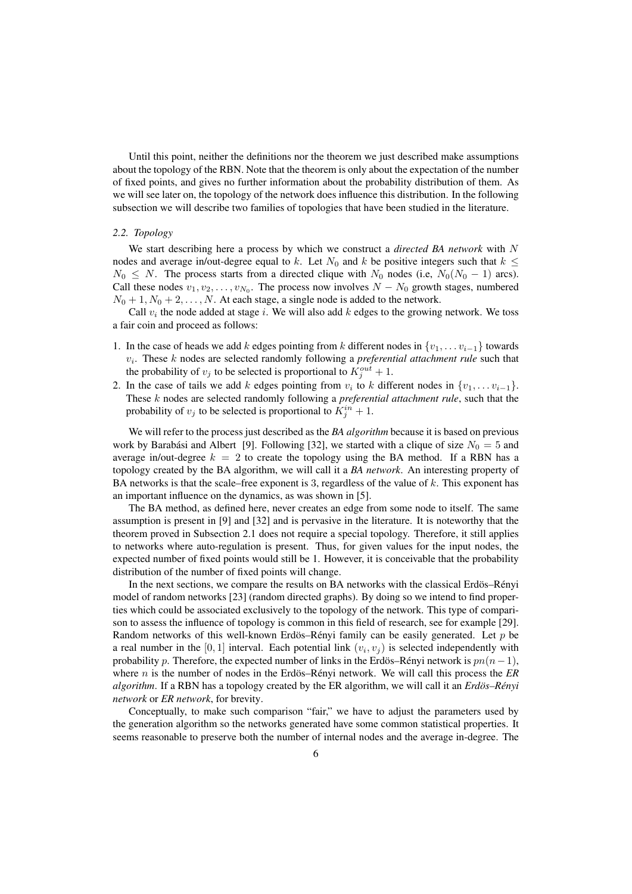Until this point, neither the definitions nor the theorem we just described make assumptions about the topology of the RBN. Note that the theorem is only about the expectation of the number of fixed points, and gives no further information about the probability distribution of them. As we will see later on, the topology of the network does influence this distribution. In the following subsection we will describe two families of topologies that have been studied in the literature.

### *2.2. Topology*

We start describing here a process by which we construct a *directed BA network* with $N$ nodes and average in/out-degree equal to $k$. Let $N_0$ and $k$ be positive integers such that $k \leq N_0 \leq N$. The process starts from a directed clique with $N_0$ nodes (i.e, $N_0(N_0 - 1)$ arcs). Call these nodes $v_1, v_2, \ldots, v_{N_0}$. The process now involves $N - N_0$ growth stages, numbered $N_0 + 1, N_0 + 2, \ldots, N$. At each stage, a single node is added to the network.

Call $v_i$ the node added at stage $i$. We will also add $k$ edges to the growing network. We toss a fair coin and proceed as follows:

1. In the case of heads we add $k$ edges pointing from $k$ different nodes in $\{v_1, \ldots v_{i-1}\}$ towards $v_i$. These $k$ nodes are selected randomly following a *preferential attachment rule* such that the probability of $v_j$ to be selected is proportional to $K_j^{out} + 1$.
2. In the case of tails we add $k$ edges pointing from $v_i$ to $k$ different nodes in $\{v_1, \ldots v_{i-1}\}$. These $k$ nodes are selected randomly following a *preferential attachment rule*, such that the probability of $v_j$ to be selected is proportional to $K_j^{in} + 1$.

We will refer to the process just described as the *BA algorithm* because it is based on previous work by Barabási and Albert [9]. Following [32], we started with a clique of size $N_0 = 5$ and average in/out-degree $k = 2$ to create the topology using the BA method. If a RBN has a topology created by the BA algorithm, we will call it a *BA network*. An interesting property of BA networks is that the scale–free exponent is 3, regardless of the value of $k$. This exponent has an important influence on the dynamics, as was shown in [5].

The BA method, as defined here, never creates an edge from some node to itself. The same assumption is present in [9] and [32] and is pervasive in the literature. It is noteworthy that the theorem proved in Subsection 2.1 does not require a special topology. Therefore, it still applies to networks where auto-regulation is present. Thus, for given values for the input nodes, the expected number of fixed points would still be 1. However, it is conceivable that the probability distribution of the number of fixed points will change.

In the next sections, we compare the results on BA networks with the classical Erdös–Rényi model of random networks [23] (random directed graphs). By doing so we intend to find properties which could be associated exclusively to the topology of the network. This type of comparison to assess the influence of topology is common in this field of research, see for example [29]. Random networks of this well-known Erdös–Rényi family can be easily generated. Let $p$ be a real number in the $[0, 1]$ interval. Each potential link $(v_i, v_j)$ is selected independently with probability $p$. Therefore, the expected number of links in the Erdös–Rényi network is $pn(n-1)$, where $n$ is the number of nodes in the Erdös–Rényi network. We will call this process the *ER algorithm*. If a RBN has a topology created by the ER algorithm, we will call it an *Erdös–Rényi network* or *ER network*, for brevity.

Conceptually, to make such comparison "fair," we have to adjust the parameters used by the generation algorithm so the networks generated have some common statistical properties. It seems reasonable to preserve both the number of internal nodes and the average in-degree. The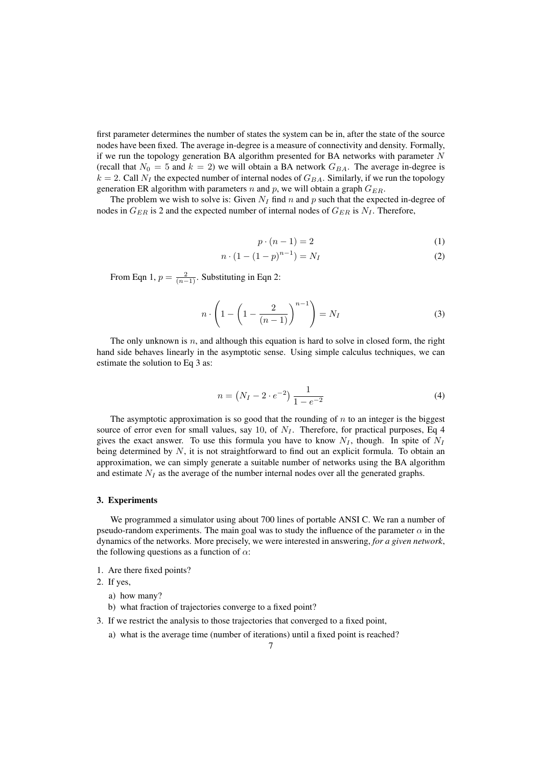first parameter determines the number of states the system can be in, after the state of the source nodes have been fixed. The average in-degree is a measure of connectivity and density. Formally, if we run the topology generation BA algorithm presented for BA networks with parameter $N$ (recall that $N_0 = 5$ and $k = 2$) we will obtain a BA network $G_{BA}$. The average in-degree is $k = 2$. Call $N_I$ the expected number of internal nodes of $G_{BA}$. Similarly, if we run the topology generation ER algorithm with parameters $n$ and $p$, we will obtain a graph $G_{ER}$.

The problem we wish to solve is: Given $N_I$ find $n$ and $p$ such that the expected in-degree of nodes in $G_{ER}$ is 2 and the expected number of internal nodes of $G_{ER}$ is $N_I$. Therefore,

$$p \cdot (n-1) = 2 \tag{1}$$

$$n \cdot (1 - (1-p)^{n-1}) = N_I \tag{2}$$

From Eqn 1, $p = \frac{2}{(n-1)}$. Substituting in Eqn 2:

$$n \cdot \left(1 - \left(1 - \frac{2}{(n-1)}\right)^{n-1}\right) = N_I \tag{3}$$

The only unknown is $n$, and although this equation is hard to solve in closed form, the right hand side behaves linearly in the asymptotic sense. Using simple calculus techniques, we can estimate the solution to Eq 3 as:

$$n = \left(N_I - 2 \cdot e^{-2}\right) \frac{1}{1 - e^{-2}} \tag{4}$$

The asymptotic approximation is so good that the rounding of $n$ to an integer is the biggest source of error even for small values, say 10, of $N_I$. Therefore, for practical purposes, Eq 4 gives the exact answer. To use this formula you have to know $N_I$, though. In spite of $N_I$ being determined by $N$, it is not straightforward to find out an explicit formula. To obtain an approximation, we can simply generate a suitable number of networks using the BA algorithm and estimate $N_I$ as the average of the number internal nodes over all the generated graphs.

### 3. Experiments

We programmed a simulator using about 700 lines of portable ANSI C. We ran a number of pseudo-random experiments. The main goal was to study the influence of the parameter $\alpha$ in the dynamics of the networks. More precisely, we were interested in answering, *for a given network*, the following questions as a function of $\alpha$:

1. Are there fixed points?
2. If yes,
   a) how many?
   b) what fraction of trajectories converge to a fixed point?
3. If we restrict the analysis to those trajectories that converged to a fixed point,
   a) what is the average time (number of iterations) until a fixed point is reached?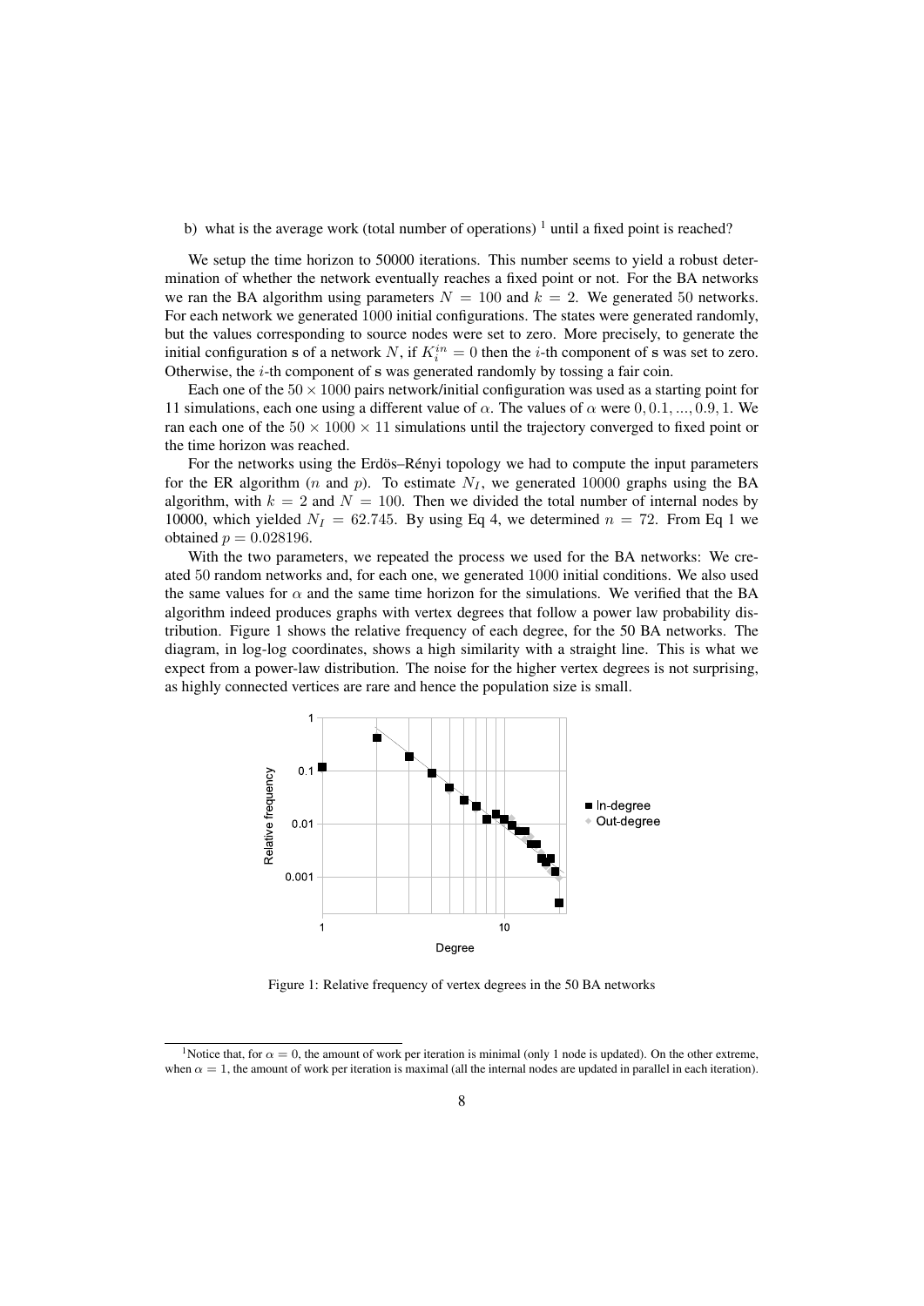b) what is the average work (total number of operations) [1] until a fixed point is reached?

We setup the time horizon to 50000 iterations. This number seems to yield a robust determination of whether the network eventually reaches a fixed point or not. For the BA networks we ran the BA algorithm using parameters $N = 100$ and $k = 2$. We generated 50 networks. For each network we generated 1000 initial configurations. The states were generated randomly, but the values corresponding to source nodes were set to zero. More precisely, to generate the initial configuration $\mathbf{s}$ of a network $N$, if $K_i^{in} = 0$ then the $i$-th component of $\mathbf{s}$ was set to zero. Otherwise, the $i$-th component of $\mathbf{s}$ was generated randomly by tossing a fair coin.

Each one of the $50 \times 1000$ pairs network/initial configuration was used as a starting point for 11 simulations, each one using a different value of $\alpha$. The values of $\alpha$ were $0, 0.1, ..., 0.9, 1$. We ran each one of the $50 \times 1000 \times 11$ simulations until the trajectory converged to fixed point or the time horizon was reached.

For the networks using the Erdös–Rényi topology we had to compute the input parameters for the ER algorithm ($n$ and $p$). To estimate $N_I$, we generated 10000 graphs using the BA algorithm, with $k = 2$ and $N = 100$. Then we divided the total number of internal nodes by 10000, which yielded $N_I = 62.745$. By using Eq 4, we determined $n = 72$. From Eq 1 we obtained $p = 0.028196$.

With the two parameters, we repeated the process we used for the BA networks: We created 50 random networks and, for each one, we generated 1000 initial conditions. We also used the same values for $\alpha$ and the same time horizon for the simulations. We verified that the BA algorithm indeed produces graphs with vertex degrees that follow a power law probability distribution. Figure 1 shows the relative frequency of each degree, for the 50 BA networks. The diagram, in log-log coordinates, shows a high similarity with a straight line. This is what we expect from a power-law distribution. The noise for the higher vertex degrees is not surprising, as highly connected vertices are rare and hence the population size is small.

Figure 1: Relative frequency of vertex degrees in the 50 BA networks

[1] Notice that, for $\alpha = 0$, the amount of work per iteration is minimal (only 1 node is updated). On the other extreme, when $\alpha = 1$, the amount of work per iteration is maximal (all the internal nodes are updated in parallel in each iteration).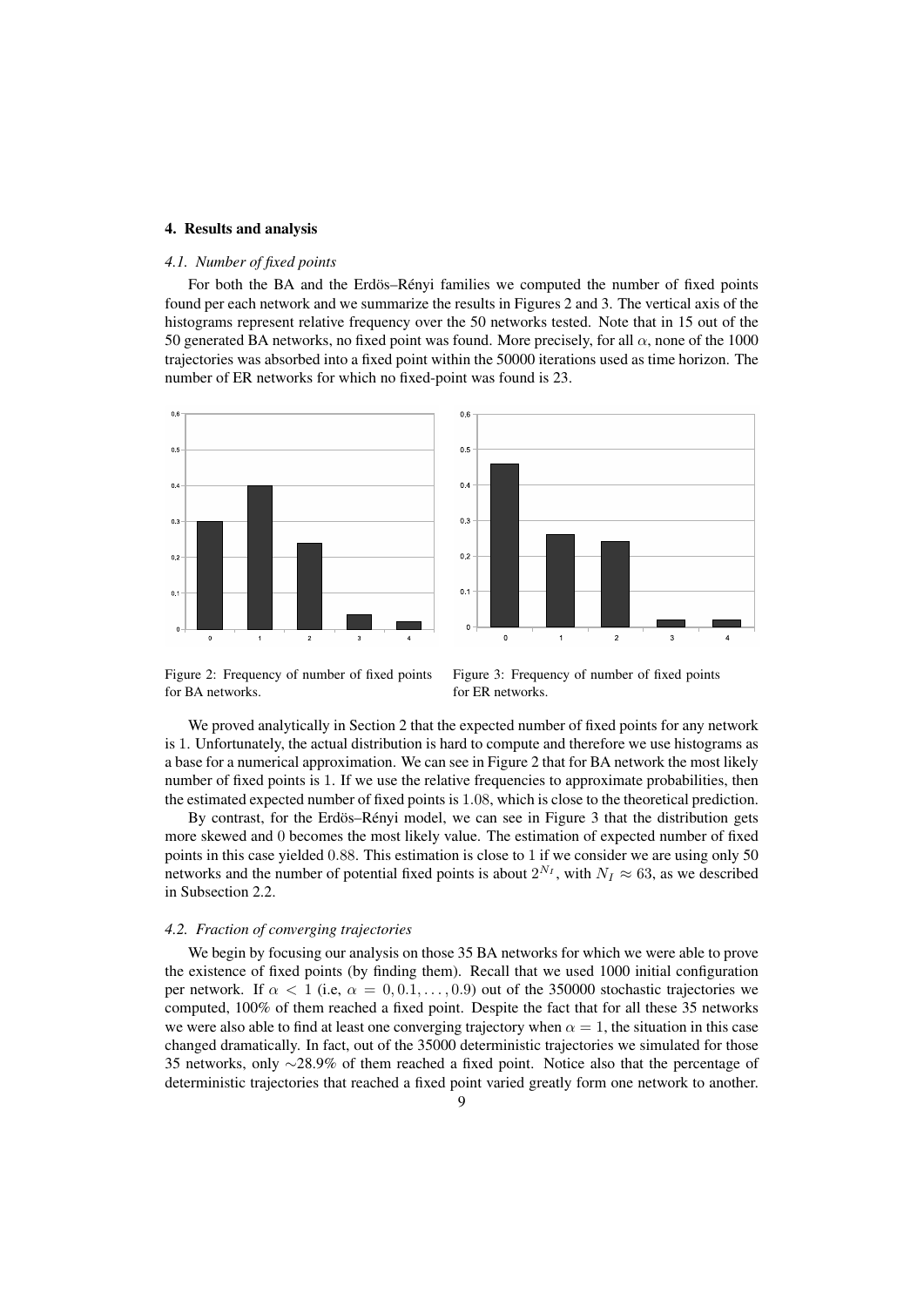## 4. Results and analysis

### *4.1. Number of fixed points*

For both the BA and the Erdös–Rényi families we computed the number of fixed points found per each network and we summarize the results in Figures 2 and 3. The vertical axis of the histograms represent relative frequency over the 50 networks tested. Note that in 15 out of the 50 generated BA networks, no fixed point was found. More precisely, for all $\alpha$, none of the 1000 trajectories was absorbed into a fixed point within the 50000 iterations used as time horizon. The number of ER networks for which no fixed-point was found is 23.

Figure 2: Frequency of number of fixed points for BA networks.

Figure 3: Frequency of number of fixed points for ER networks.

We proved analytically in Section 2 that the expected number of fixed points for any network is 1. Unfortunately, the actual distribution is hard to compute and therefore we use histograms as a base for a numerical approximation. We can see in Figure 2 that for BA network the most likely number of fixed points is 1. If we use the relative frequencies to approximate probabilities, then the estimated expected number of fixed points is 1.08, which is close to the theoretical prediction.

By contrast, for the Erdös–Rényi model, we can see in Figure 3 that the distribution gets more skewed and 0 becomes the most likely value. The estimation of expected number of fixed points in this case yielded 0.88. This estimation is close to 1 if we consider we are using only 50 networks and the number of potential fixed points is about $2^{N_I}$, with $N_I \approx 63$, as we described in Subsection 2.2.

### *4.2. Fraction of converging trajectories*

We begin by focusing our analysis on those 35 BA networks for which we were able to prove the existence of fixed points (by finding them). Recall that we used 1000 initial configuration per network. If $\alpha < 1$ (i.e, $\alpha = 0, 0.1, \ldots, 0.9$) out of the 350000 stochastic trajectories we computed, 100% of them reached a fixed point. Despite the fact that for all these 35 networks we were also able to find at least one converging trajectory when $\alpha = 1$, the situation in this case changed dramatically. In fact, out of the 35000 deterministic trajectories we simulated for those 35 networks, only $\sim$28.9% of them reached a fixed point. Notice also that the percentage of deterministic trajectories that reached a fixed point varied greatly form one network to another.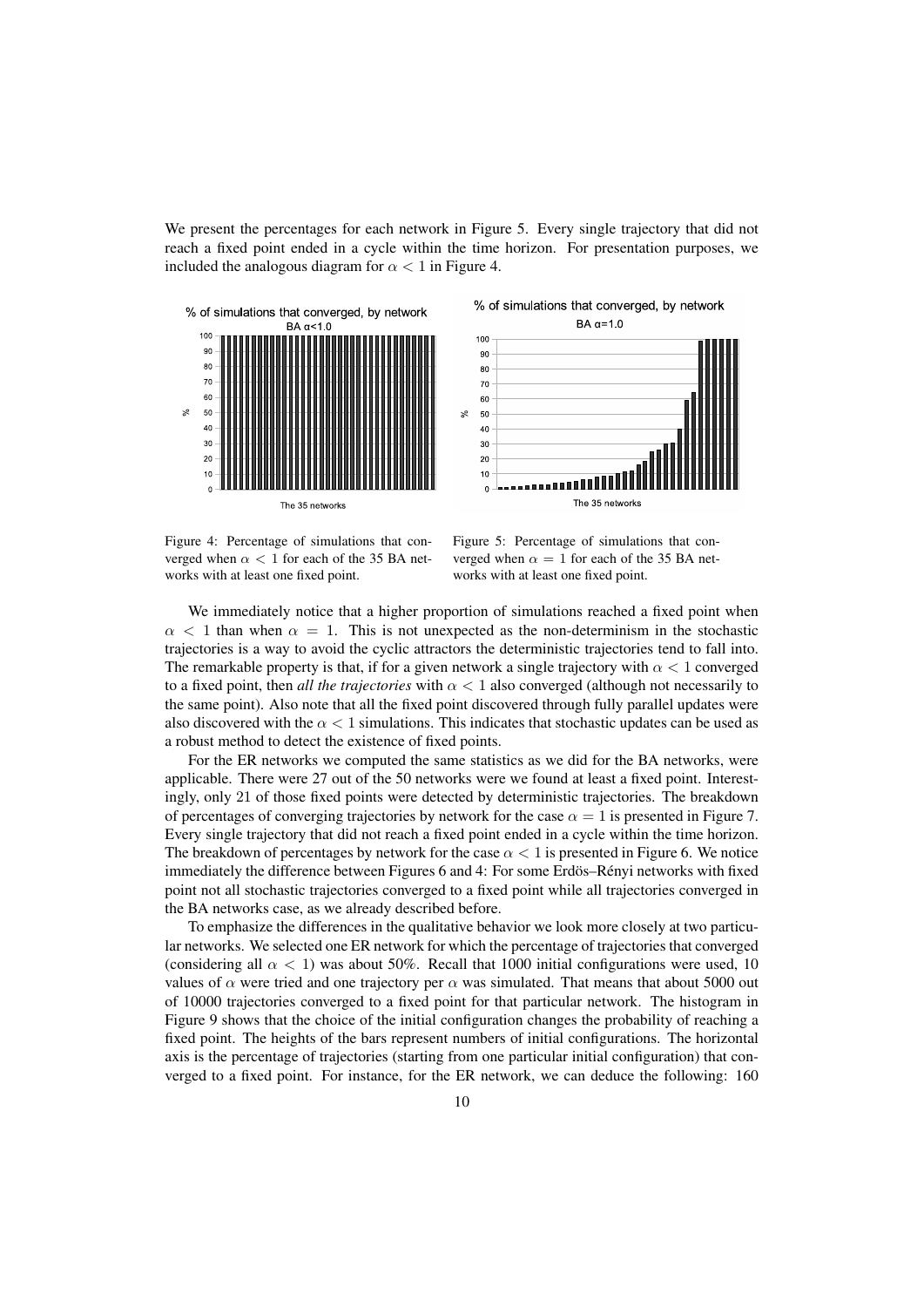We present the percentages for each network in Figure 5. Every single trajectory that did not reach a fixed point ended in a cycle within the time horizon. For presentation purposes, we included the analogous diagram for $\alpha < 1$ in Figure 4.

Figure 4: Percentage of simulations that converged when $\alpha < 1$ for each of the 35 BA networks with at least one fixed point.

Figure 5: Percentage of simulations that converged when $\alpha = 1$ for each of the 35 BA networks with at least one fixed point.

We immediately notice that a higher proportion of simulations reached a fixed point when $\alpha < 1$ than when $\alpha = 1$. This is not unexpected as the non-determinism in the stochastic trajectories is a way to avoid the cyclic attractors the deterministic trajectories tend to fall into. The remarkable property is that, if for a given network a single trajectory with $\alpha < 1$ converged to a fixed point, then *all the trajectories* with $\alpha < 1$ also converged (although not necessarily to the same point). Also note that all the fixed point discovered through fully parallel updates were also discovered with the $\alpha < 1$ simulations. This indicates that stochastic updates can be used as a robust method to detect the existence of fixed points.

For the ER networks we computed the same statistics as we did for the BA networks, were applicable. There were 27 out of the 50 networks were we found at least a fixed point. Interestingly, only 21 of those fixed points were detected by deterministic trajectories. The breakdown of percentages of converging trajectories by network for the case $\alpha = 1$ is presented in Figure 7. Every single trajectory that did not reach a fixed point ended in a cycle within the time horizon. The breakdown of percentages by network for the case $\alpha < 1$ is presented in Figure 6. We notice immediately the difference between Figures 6 and 4: For some Erdös–Rényi networks with fixed point not all stochastic trajectories converged to a fixed point while all trajectories converged in the BA networks case, as we already described before.

To emphasize the differences in the qualitative behavior we look more closely at two particular networks. We selected one ER network for which the percentage of trajectories that converged (considering all $\alpha < 1$) was about 50%. Recall that 1000 initial configurations were used, 10 values of $\alpha$ were tried and one trajectory per $\alpha$ was simulated. That means that about 5000 out of 10000 trajectories converged to a fixed point for that particular network. The histogram in Figure 9 shows that the choice of the initial configuration changes the probability of reaching a fixed point. The heights of the bars represent numbers of initial configurations. The horizontal axis is the percentage of trajectories (starting from one particular initial configuration) that converged to a fixed point. For instance, for the ER network, we can deduce the following: 160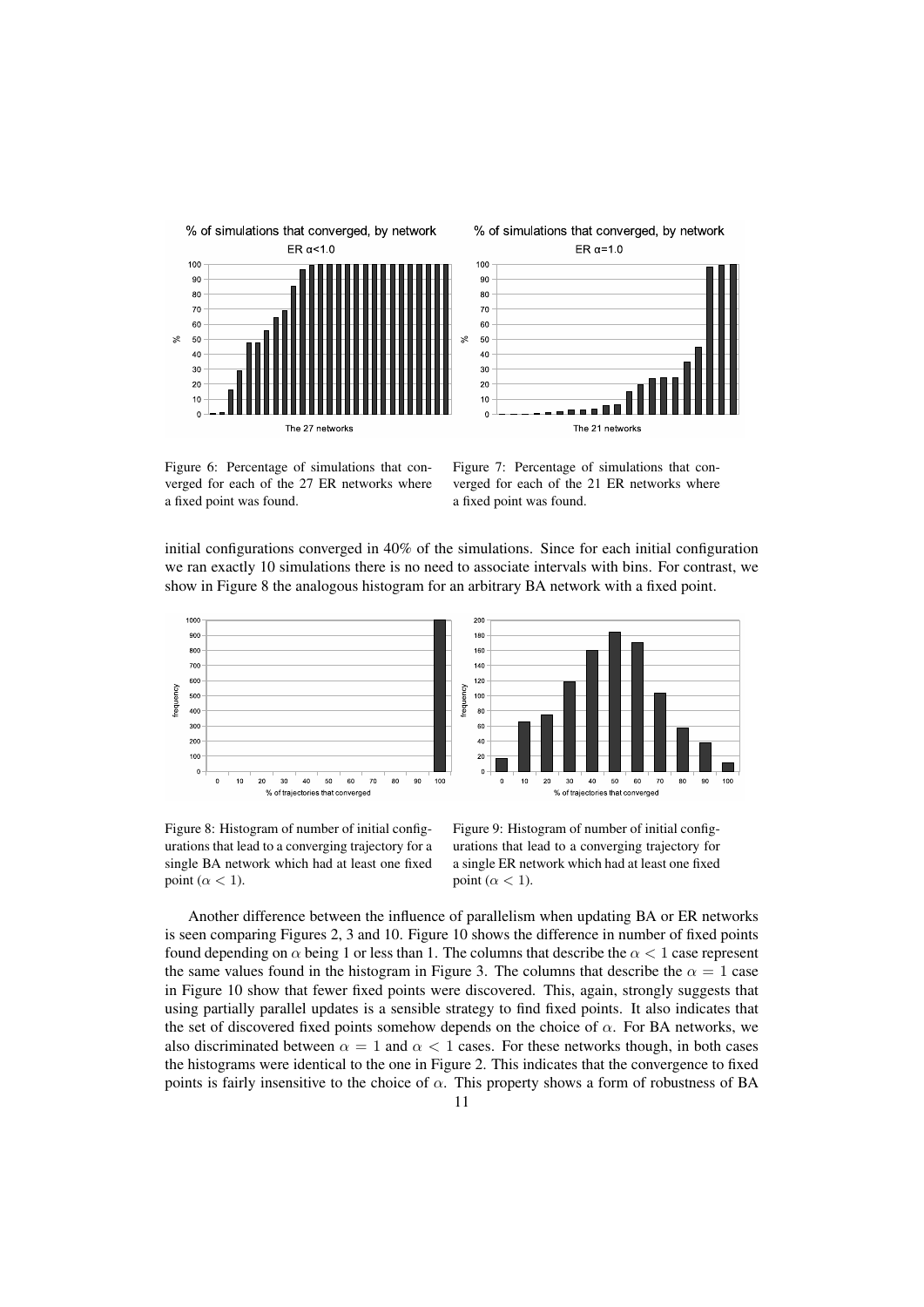Figure 6: Percentage of simulations that converged for each of the 27 ER networks where a fixed point was found.

Figure 7: Percentage of simulations that converged for each of the 21 ER networks where a fixed point was found.

initial configurations converged in 40% of the simulations. Since for each initial configuration we ran exactly 10 simulations there is no need to associate intervals with bins. For contrast, we show in Figure 8 the analogous histogram for an arbitrary BA network with a fixed point.

Figure 8: Histogram of number of initial configurations that lead to a converging trajectory for a single BA network which had at least one fixed point ($\alpha < 1$).

Figure 9: Histogram of number of initial configurations that lead to a converging trajectory for a single ER network which had at least one fixed point ($\alpha < 1$).

Another difference between the influence of parallelism when updating BA or ER networks is seen comparing Figures 2, 3 and 10. Figure 10 shows the difference in number of fixed points found depending on $\alpha$ being 1 or less than 1. The columns that describe the $\alpha < 1$ case represent the same values found in the histogram in Figure 3. The columns that describe the $\alpha = 1$ case in Figure 10 show that fewer fixed points were discovered. This, again, strongly suggests that using partially parallel updates is a sensible strategy to find fixed points. It also indicates that the set of discovered fixed points somehow depends on the choice of $\alpha$. For BA networks, we also discriminated between $\alpha = 1$ and $\alpha < 1$ cases. For these networks though, in both cases the histograms were identical to the one in Figure 2. This indicates that the convergence to fixed points is fairly insensitive to the choice of $\alpha$. This property shows a form of robustness of BA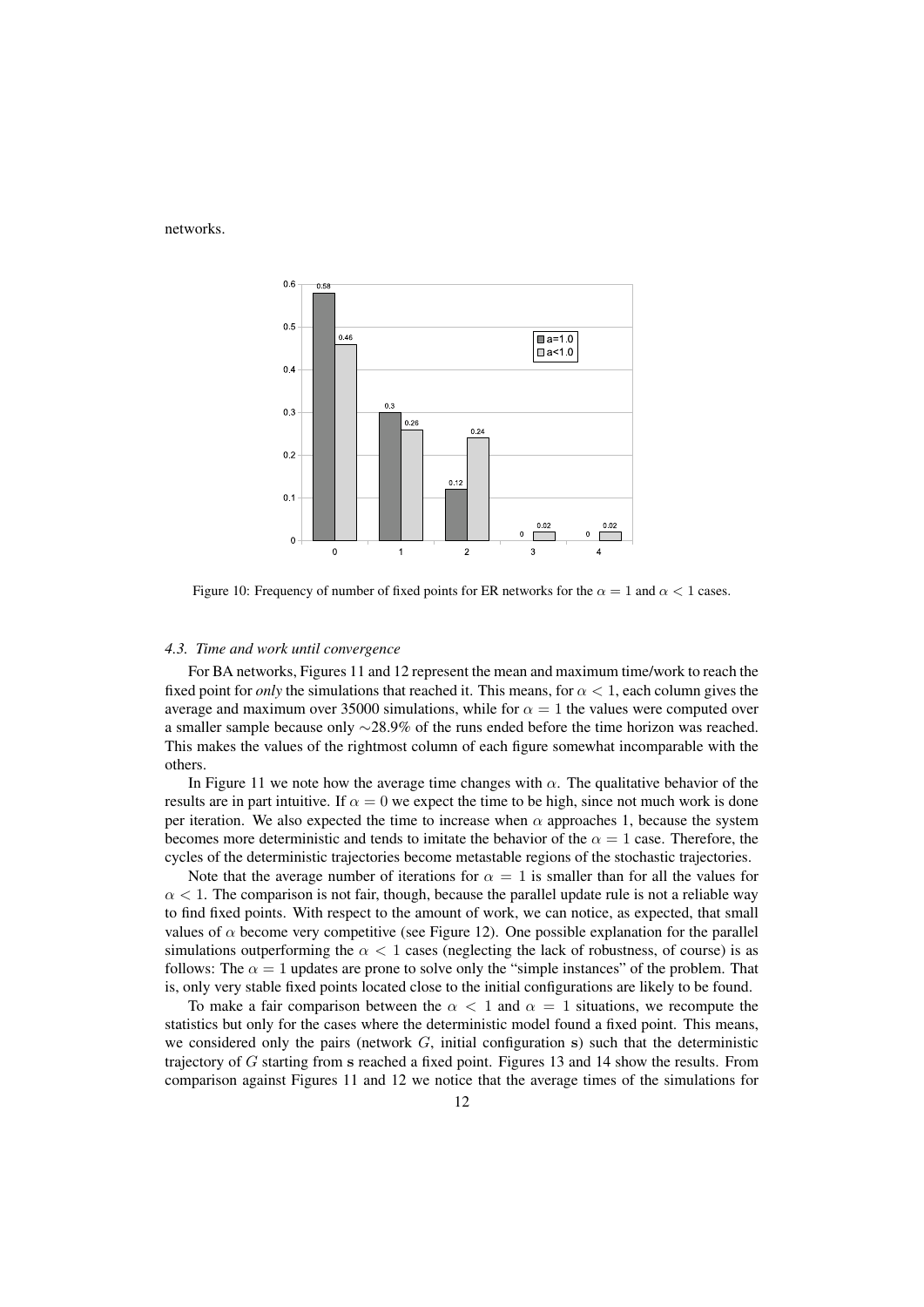networks.

Figure 10: Frequency of number of fixed points for ER networks for the $\alpha = 1$ and $\alpha < 1$ cases.

### 4.3. Time and work until convergence

For BA networks, Figures 11 and 12 represent the mean and maximum time/work to reach the fixed point for *only* the simulations that reached it. This means, for $\alpha < 1$, each column gives the average and maximum over 35000 simulations, while for $\alpha = 1$ the values were computed over a smaller sample because only $\sim$28.9% of the runs ended before the time horizon was reached. This makes the values of the rightmost column of each figure somewhat incomparable with the others.

In Figure 11 we note how the average time changes with $\alpha$. The qualitative behavior of the results are in part intuitive. If $\alpha = 0$ we expect the time to be high, since not much work is done per iteration. We also expected the time to increase when $\alpha$ approaches 1, because the system becomes more deterministic and tends to imitate the behavior of the $\alpha = 1$ case. Therefore, the cycles of the deterministic trajectories become metastable regions of the stochastic trajectories.

Note that the average number of iterations for $\alpha = 1$ is smaller than for all the values for $\alpha < 1$. The comparison is not fair, though, because the parallel update rule is not a reliable way to find fixed points. With respect to the amount of work, we can notice, as expected, that small values of $\alpha$ become very competitive (see Figure 12). One possible explanation for the parallel simulations outperforming the $\alpha < 1$ cases (neglecting the lack of robustness, of course) is as follows: The $\alpha = 1$ updates are prone to solve only the "simple instances" of the problem. That is, only very stable fixed points located close to the initial configurations are likely to be found.

To make a fair comparison between the $\alpha < 1$ and $\alpha = 1$ situations, we recompute the statistics but only for the cases where the deterministic model found a fixed point. This means, we considered only the pairs (network $G$, initial configuration $\mathbf{s}$) such that the deterministic trajectory of $G$ starting from $\mathbf{s}$ reached a fixed point. Figures 13 and 14 show the results. From comparison against Figures 11 and 12 we notice that the average times of the simulations for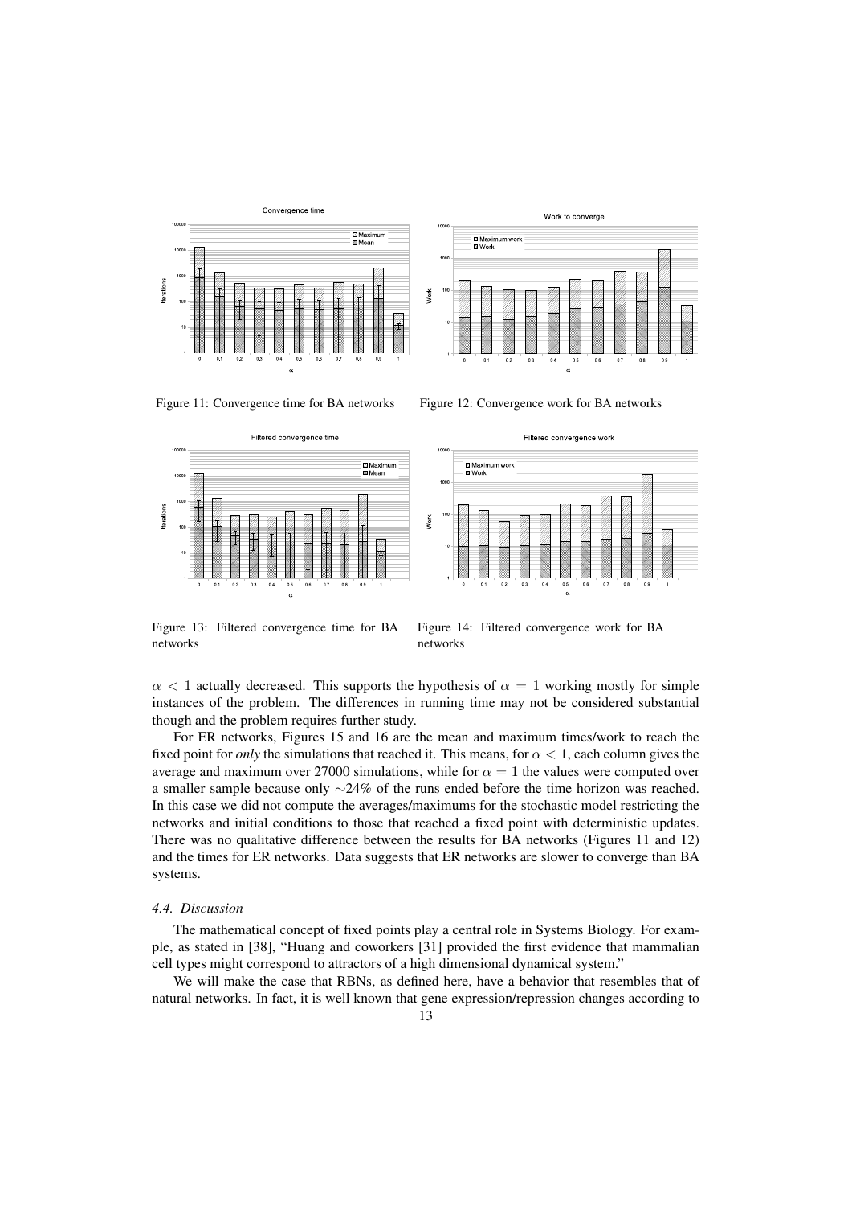Figure 11: Convergence time for BA networks

Figure 12: Convergence work for BA networks

Figure 13: Filtered convergence time for BA networks

Figure 14: Filtered convergence work for BA networks

$\alpha < 1$ actually decreased. This supports the hypothesis of $\alpha = 1$ working mostly for simple instances of the problem. The differences in running time may not be considered substantial though and the problem requires further study.

For ER networks, Figures 15 and 16 are the mean and maximum times/work to reach the fixed point for *only* the simulations that reached it. This means, for $\alpha < 1$, each column gives the average and maximum over 27000 simulations, while for $\alpha = 1$ the values were computed over a smaller sample because only $\sim$24% of the runs ended before the time horizon was reached. In this case we did not compute the averages/maximums for the stochastic model restricting the networks and initial conditions to those that reached a fixed point with deterministic updates. There was no qualitative difference between the results for BA networks (Figures 11 and 12) and the times for ER networks. Data suggests that ER networks are slower to converge than BA systems.

### 4.4. Discussion

The mathematical concept of fixed points play a central role in Systems Biology. For example, as stated in [38], "Huang and coworkers [31] provided the first evidence that mammalian cell types might correspond to attractors of a high dimensional dynamical system."

We will make the case that RBNs, as defined here, have a behavior that resembles that of natural networks. In fact, it is well known that gene expression/repression changes according to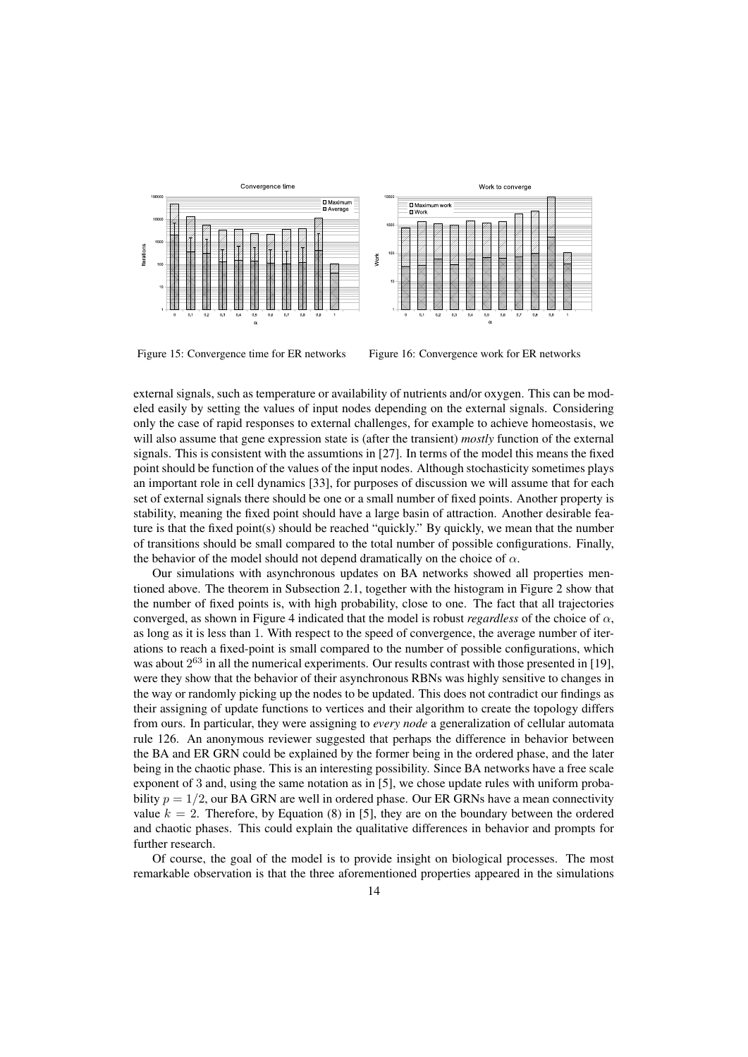Figure 15: Convergence time for ER networks

Figure 16: Convergence work for ER networks

external signals, such as temperature or availability of nutrients and/or oxygen. This can be modeled easily by setting the values of input nodes depending on the external signals. Considering only the case of rapid responses to external challenges, for example to achieve homeostasis, we will also assume that gene expression state is (after the transient) *mostly* function of the external signals. This is consistent with the assumtions in [27]. In terms of the model this means the fixed point should be function of the values of the input nodes. Although stochasticity sometimes plays an important role in cell dynamics [33], for purposes of discussion we will assume that for each set of external signals there should be one or a small number of fixed points. Another property is stability, meaning the fixed point should have a large basin of attraction. Another desirable feature is that the fixed point(s) should be reached "quickly." By quickly, we mean that the number of transitions should be small compared to the total number of possible configurations. Finally, the behavior of the model should not depend dramatically on the choice of $\alpha$.

Our simulations with asynchronous updates on BA networks showed all properties mentioned above. The theorem in Subsection 2.1, together with the histogram in Figure 2 show that the number of fixed points is, with high probability, close to one. The fact that all trajectories converged, as shown in Figure 4 indicated that the model is robust *regardless* of the choice of $\alpha$, as long as it is less than 1. With respect to the speed of convergence, the average number of iterations to reach a fixed-point is small compared to the number of possible configurations, which was about $2^{63}$ in all the numerical experiments. Our results contrast with those presented in [19], were they show that the behavior of their asynchronous RBNs was highly sensitive to changes in the way or randomly picking up the nodes to be updated. This does not contradict our findings as their assigning of update functions to vertices and their algorithm to create the topology differs from ours. In particular, they were assigning to *every node* a generalization of cellular automata rule 126. An anonymous reviewer suggested that perhaps the difference in behavior between the BA and ER GRN could be explained by the former being in the ordered phase, and the later being in the chaotic phase. This is an interesting possibility. Since BA networks have a free scale exponent of 3 and, using the same notation as in [5], we chose update rules with uniform probability $p = 1/2$, our BA GRN are well in ordered phase. Our ER GRNs have a mean connectivity value $k = 2$. Therefore, by Equation (8) in [5], they are on the boundary between the ordered and chaotic phases. This could explain the qualitative differences in behavior and prompts for further research.

Of course, the goal of the model is to provide insight on biological processes. The most remarkable observation is that the three aforementioned properties appeared in the simulations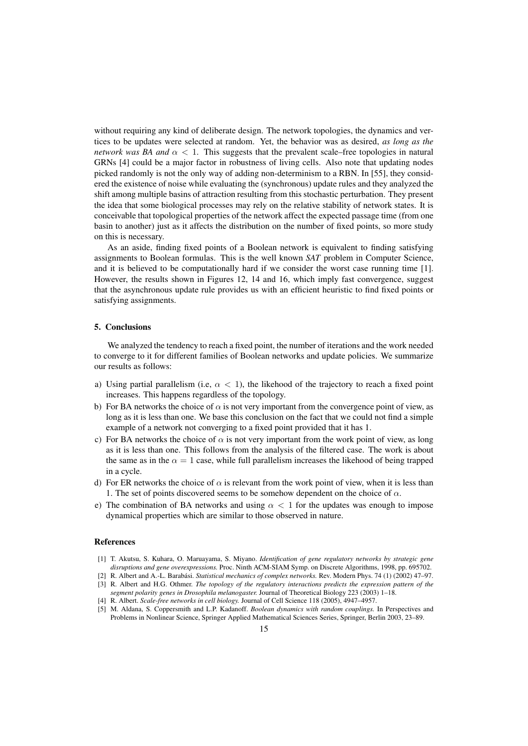without requiring any kind of deliberate design. The network topologies, the dynamics and vertices to be updates were selected at random. Yet, the behavior was as desired, *as long as the network was BA and $\alpha < 1$*. This suggests that the prevalent scale–free topologies in natural GRNs [4] could be a major factor in robustness of living cells. Also note that updating nodes picked randomly is not the only way of adding non-determinism to a RBN. In [55], they considered the existence of noise while evaluating the (synchronous) update rules and they analyzed the shift among multiple basins of attraction resulting from this stochastic perturbation. They present the idea that some biological processes may rely on the relative stability of network states. It is conceivable that topological properties of the network affect the expected passage time (from one basin to another) just as it affects the distribution on the number of fixed points, so more study on this is necessary.

As an aside, finding fixed points of a Boolean network is equivalent to finding satisfying assignments to Boolean formulas. This is the well known *SAT* problem in Computer Science, and it is believed to be computationally hard if we consider the worst case running time [1]. However, the results shown in Figures 12, 14 and 16, which imply fast convergence, suggest that the asynchronous update rule provides us with an efficient heuristic to find fixed points or satisfying assignments.

## 5. Conclusions

We analyzed the tendency to reach a fixed point, the number of iterations and the work needed to converge to it for different families of Boolean networks and update policies. We summarize our results as follows:

a) Using partial parallelism (i.e, $\alpha < 1$), the likehood of the trajectory to reach a fixed point increases. This happens regardless of the topology.
b) For BA networks the choice of $\alpha$ is not very important from the convergence point of view, as long as it is less than one. We base this conclusion on the fact that we could not find a simple example of a network not converging to a fixed point provided that it has 1.
c) For BA networks the choice of $\alpha$ is not very important from the work point of view, as long as it is less than one. This follows from the analysis of the filtered case. The work is about the same as in the $\alpha = 1$ case, while full parallelism increases the likehood of being trapped in a cycle.
d) For ER networks the choice of $\alpha$ is relevant from the work point of view, when it is less than 1. The set of points discovered seems to be somehow dependent on the choice of $\alpha$.
e) The combination of BA networks and using $\alpha < 1$ for the updates was enough to impose dynamical properties which are similar to those observed in nature.

## References

[1] T. Akutsu, S. Kuhara, O. Maruayama, S. Miyano. *Identification of gene regulatory networks by strategic gene disruptions and gene overexpressions.* Proc. Ninth ACM-SIAM Symp. on Discrete Algorithms, 1998, pp. 695702.

[2] R. Albert and A.-L. Barabási. *Statistical mechanics of complex networks.* Rev. Modern Phys. 74 (1) (2002) 47–97.

[3] R. Albert and H.G. Othmer. *The topology of the regulatory interactions predicts the expression pattern of the segment polarity genes in Drosophila melanogaster.* Journal of Theoretical Biology 223 (2003) 1–18.

[4] R. Albert. *Scale-free networks in cell biology.* Journal of Cell Science 118 (2005), 4947–4957.

[5] M. Aldana, S. Coppersmith and L.P. Kadanoff. *Boolean dynamics with random couplings.* In Perspectives and Problems in Nonlinear Science, Springer Applied Mathematical Sciences Series, Springer, Berlin 2003, 23–89.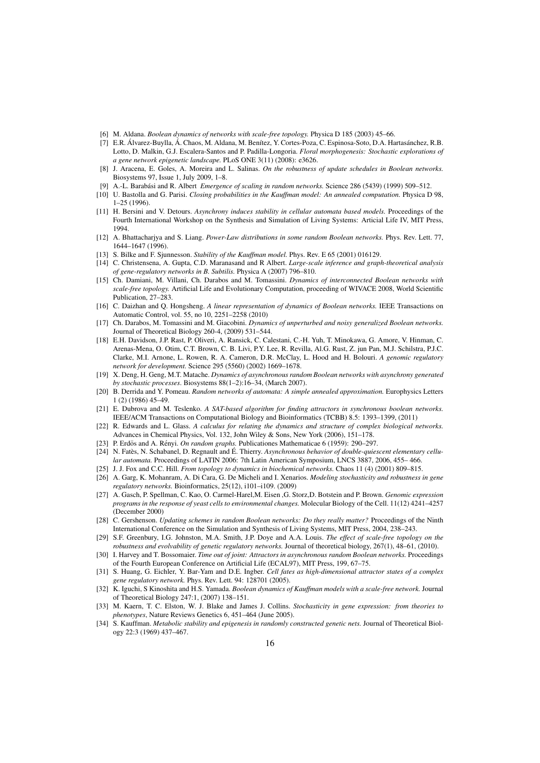[6] M. Aldana. *Boolean dynamics of networks with scale-free topology.* Physica D 185 (2003) 45–66.

[7] E.R. Álvarez-Buylla, Á. Chaos, M. Aldana, M. Benítez, Y. Cortes-Poza, C. Espinosa-Soto, D.A. Hartasánchez, R.B. Lotto, D. Malkin, G.J. Escalera-Santos and P. Padilla-Longoria. *Floral morphogenesis: Stochastic explorations of a gene network epigenetic landscape.* PLoS ONE 3(11) (2008): e3626.

[8] J. Aracena, E. Goles, A. Moreira and L. Salinas. *On the robustness of update schedules in Boolean networks.* Biosystems 97, Issue 1, July 2009, 1–8.

[9] A.-L. Barabási and R. Albert *Emergence of scaling in random networks.* Science 286 (5439) (1999) 509–512.

[10] U. Bastolla and G. Parisi. *Closing probabilities in the Kauffman model: An annealed computation.* Physica D 98, 1–25 (1996).

[11] H. Bersini and V. Detours. *Asynchrony induces stability in cellular automata based models.* Proceedings of the Fourth International Workshop on the Synthesis and Simulation of Living Systems: Articial Life IV, MIT Press, 1994.

[12] A. Bhattacharjya and S. Liang. *Power-Law distributions in some random Boolean networks.* Phys. Rev. Lett. 77, 1644–1647 (1996).

[13] S. Bilke and F. Sjunnesson. *Stability of the Kauffman model.* Phys. Rev. E 65 (2001) 016129.

[14] C. Christensena, A. Gupta, C.D. Maranasand and R Albert. *Large-scale inference and graph-theoretical analysis of gene-regulatory networks in B. Subtilis.* Physica A (2007) 796–810.

[15] Ch. Damiani, M. Villani, Ch. Darabos and M. Tomassini. *Dynamics of interconnected Boolean networks with scale-free topology.* Artificial Life and Evolutionary Computation, proceeding of WIVACE 2008, World Scientific Publication, 27–283.

[16] C. Daizhan and Q. Hongsheng. *A linear representation of dynamics of Boolean networks.* IEEE Transactions on Automatic Control, vol. 55, no 10, 2251–2258 (2010)

[17] Ch. Darabos, M. Tomassini and M. Giacobini. *Dynamics of unperturbed and noisy generalized Boolean networks.* Journal of Theoretical Biology 260-4, (2009) 531–544.

[18] E.H. Davidson, J.P. Rast, P. Oliveri, A. Ransick, C. Calestani, C.-H. Yuh, T. Minokawa, G. Amore, V. Hinman, C. Arenas-Mena, O. Otim, C.T. Brown, C. B. Livi, P.Y. Lee, R. Revilla, Al.G. Rust, Z. jun Pan, M.J. Schilstra, P.J.C. Clarke, M.I. Arnone, L. Rowen, R. A. Cameron, D.R. McClay, L. Hood and H. Bolouri. *A genomic regulatory network for development.* Science 295 (5560) (2002) 1669–1678.

[19] X. Deng, H. Geng, M.T. Matache. *Dynamics of asynchronous random Boolean networks with asynchrony generated by stochastic processes.* Biosystems 88(1–2):16–34, (March 2007).

[20] B. Derrida and Y. Pomeau. *Random networks of automata: A simple annealed approximation.* Europhysics Letters 1 (2) (1986) 45–49.

[21] E. Dubrova and M. Teslenko. *A SAT-based algorithm for finding attractors in synchronous boolean networks.* IEEE/ACM Transactions on Computational Biology and Bioinformatics (TCBB) 8.5: 1393–1399, (2011)

[22] R. Edwards and L. Glass. *A calculus for relating the dynamics and structure of complex biological networks.* Advances in Chemical Physics, Vol. 132, John Wiley & Sons, New York (2006), 151–178.

[23] P. Erdős and A. Rényi. *On random graphs.* Publicationes Mathematicae 6 (1959): 290–297.

[24] N. Fatès, N. Schabanel, D. Regnault and É. Thierry. *Asynchronous behavior of double-quiescent elementary cellular automata.* Proceedings of LATIN 2006: 7th Latin American Symposium, LNCS 3887, 2006, 455– 466.

[25] J. J. Fox and C.C. Hill. *From topology to dynamics in biochemical networks.* Chaos 11 (4) (2001) 809–815.

[26] A. Garg, K. Mohanram, A. Di Cara, G. De Micheli and I. Xenarios. *Modeling stochasticity and robustness in gene regulatory networks.* Bioinformatics, 25(12), i101–i109. (2009)

[27] A. Gasch, P. Spellman, C. Kao, O. Carmel-Harel,M. Eisen ,G. Storz,D. Botstein and P. Brown. *Genomic expression programs in the response of yeast cells to environmental changes.* Molecular Biology of the Cell. 11(12) 4241–4257 (December 2000)

[28] C. Gershenson. *Updating schemes in random Boolean networks: Do they really matter?* Proceedings of the Ninth International Conference on the Simulation and Synthesis of Living Systems, MIT Press, 2004, 238–243.

[29] S.F. Greenbury, I.G. Johnston, M.A. Smith, J.P. Doye and A.A. Louis. *The effect of scale-free topology on the robustness and evolvability of genetic regulatory networks.* Journal of theoretical biology, 267(1), 48–61, (2010).

[30] I. Harvey and T. Bossomaier. *Time out of joint: Attractors in asynchronous random Boolean networks.* Proceedings of the Fourth European Conference on Artificial Life (ECAL97), MIT Press, 199, 67–75.

[31] S. Huang, G. Eichler, Y. Bar-Yam and D.E. Ingber. *Cell fates as high-dimensional attractor states of a complex gene regulatory network.* Phys. Rev. Lett. 94: 128701 (2005).

[32] K. Iguchi, S Kinoshita and H.S. Yamada. *Boolean dynamics of Kauffman models with a scale-free network.* Journal of Theoretical Biology 247:1, (2007) 138–151.

[33] M. Kaern, T. C. Elston, W. J. Blake and James J. Collins. *Stochasticity in gene expression: from theories to phenotypes*, Nature Reviews Genetics 6, 451–464 (June 2005).

[34] S. Kauffman. *Metabolic stability and epigenesis in randomly constructed genetic nets.* Journal of Theoretical Biology 22:3 (1969) 437–467.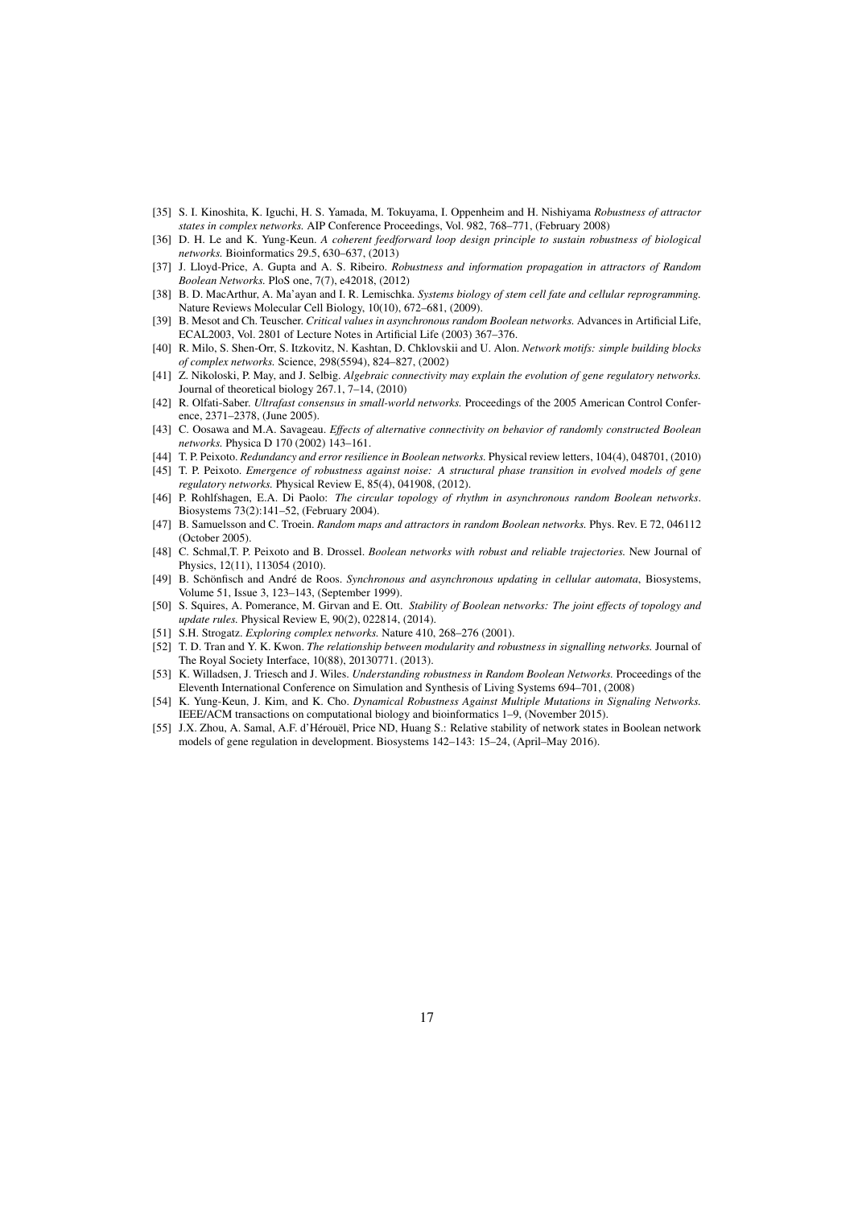[35] S. I. Kinoshita, K. Iguchi, H. S. Yamada, M. Tokuyama, I. Oppenheim and H. Nishiyama *Robustness of attractor states in complex networks.* AIP Conference Proceedings, Vol. 982, 768–771, (February 2008)

[36] D. H. Le and K. Yung-Keun. *A coherent feedforward loop design principle to sustain robustness of biological networks.* Bioinformatics 29.5, 630–637, (2013)

[37] J. Lloyd-Price, A. Gupta and A. S. Ribeiro. *Robustness and information propagation in attractors of Random Boolean Networks.* PloS one, 7(7), e42018, (2012)

[38] B. D. MacArthur, A. Ma'ayan and I. R. Lemischka. *Systems biology of stem cell fate and cellular reprogramming.* Nature Reviews Molecular Cell Biology, 10(10), 672–681, (2009).

[39] B. Mesot and Ch. Teuscher. *Critical values in asynchronous random Boolean networks.* Advances in Artificial Life, ECAL2003, Vol. 2801 of Lecture Notes in Artificial Life (2003) 367–376.

[40] R. Milo, S. Shen-Orr, S. Itzkovitz, N. Kashtan, D. Chklovskii and U. Alon. *Network motifs: simple building blocks of complex networks.* Science, 298(5594), 824–827, (2002)

[41] Z. Nikoloski, P. May, and J. Selbig. *Algebraic connectivity may explain the evolution of gene regulatory networks.* Journal of theoretical biology 267.1, 7–14, (2010)

[42] R. Olfati-Saber. *Ultrafast consensus in small-world networks.* Proceedings of the 2005 American Control Conference, 2371–2378, (June 2005).

[43] C. Oosawa and M.A. Savageau. *Effects of alternative connectivity on behavior of randomly constructed Boolean networks.* Physica D 170 (2002) 143–161.

[44] T. P. Peixoto. *Redundancy and error resilience in Boolean networks.* Physical review letters, 104(4), 048701, (2010)

[45] T. P. Peixoto. *Emergence of robustness against noise: A structural phase transition in evolved models of gene regulatory networks.* Physical Review E, 85(4), 041908, (2012).

[46] P. Rohlfshagen, E.A. Di Paolo: *The circular topology of rhythm in asynchronous random Boolean networks*. Biosystems 73(2):141–52, (February 2004).

[47] B. Samuelsson and C. Troein. *Random maps and attractors in random Boolean networks.* Phys. Rev. E 72, 046112 (October 2005).

[48] C. Schmal,T. P. Peixoto and B. Drossel. *Boolean networks with robust and reliable trajectories.* New Journal of Physics, 12(11), 113054 (2010).

[49] B. Schönfisch and André de Roos. *Synchronous and asynchronous updating in cellular automata*, Biosystems, Volume 51, Issue 3, 123–143, (September 1999).

[50] S. Squires, A. Pomerance, M. Girvan and E. Ott. *Stability of Boolean networks: The joint effects of topology and update rules.* Physical Review E, 90(2), 022814, (2014).

[51] S.H. Strogatz. *Exploring complex networks.* Nature 410, 268–276 (2001).

[52] T. D. Tran and Y. K. Kwon. *The relationship between modularity and robustness in signalling networks.* Journal of The Royal Society Interface, 10(88), 20130771. (2013).

[53] K. Willadsen, J. Triesch and J. Wiles. *Understanding robustness in Random Boolean Networks.* Proceedings of the Eleventh International Conference on Simulation and Synthesis of Living Systems 694–701, (2008)

[54] K. Yung-Keun, J. Kim, and K. Cho. *Dynamical Robustness Against Multiple Mutations in Signaling Networks.* IEEE/ACM transactions on computational biology and bioinformatics 1–9, (November 2015).

[55] J.X. Zhou, A. Samal, A.F. d'Hérouël, Price ND, Huang S.: Relative stability of network states in Boolean network models of gene regulation in development. Biosystems 142–143: 15–24, (April–May 2016).